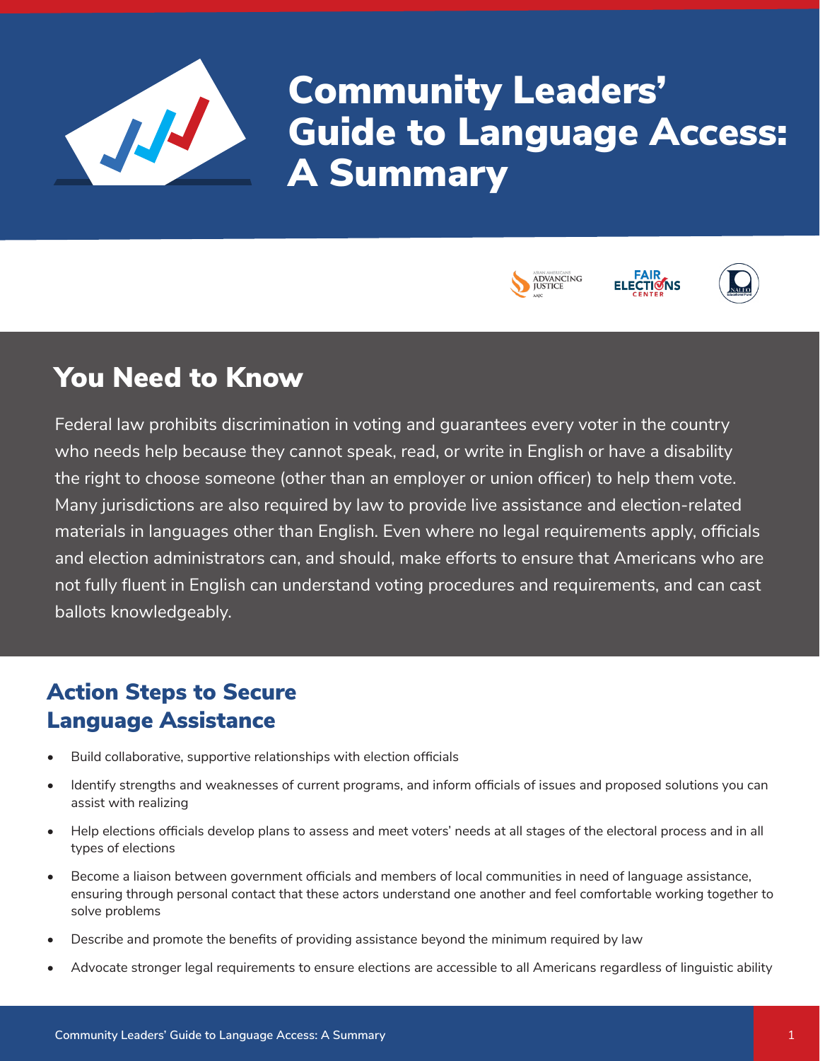# Community Leaders' Guide to Language Access: A Summary

## You Need to Know

Federal law prohibits discrimination in voting and guarantees every voter in the country who needs help because they cannot speak, read, or write in English or have a disability the right to choose someone (other than an employer or union officer) to help them vote. Many jurisdictions are also required by law to provide live assistance and election-related materials in languages other than English. Even where no legal requirements apply, officials and election administrators can, and should, make efforts to ensure that Americans who are not fully fluent in English can understand voting procedures and requirements, and can cast ballots knowledgeably.

## Action Steps to Secure Language Assistance

- Build collaborative, supportive relationships with election officials
- Identify strengths and weaknesses of current programs, and inform officials of issues and proposed solutions you can assist with realizing
- Help elections officials develop plans to assess and meet voters' needs at all stages of the electoral process and in all types of elections
- Become a liaison between government officials and members of local communities in need of language assistance, ensuring through personal contact that these actors understand one another and feel comfortable working together to solve problems
- Describe and promote the benefits of providing assistance beyond the minimum required by law
- Advocate stronger legal requirements to ensure elections are accessible to all Americans regardless of linguistic ability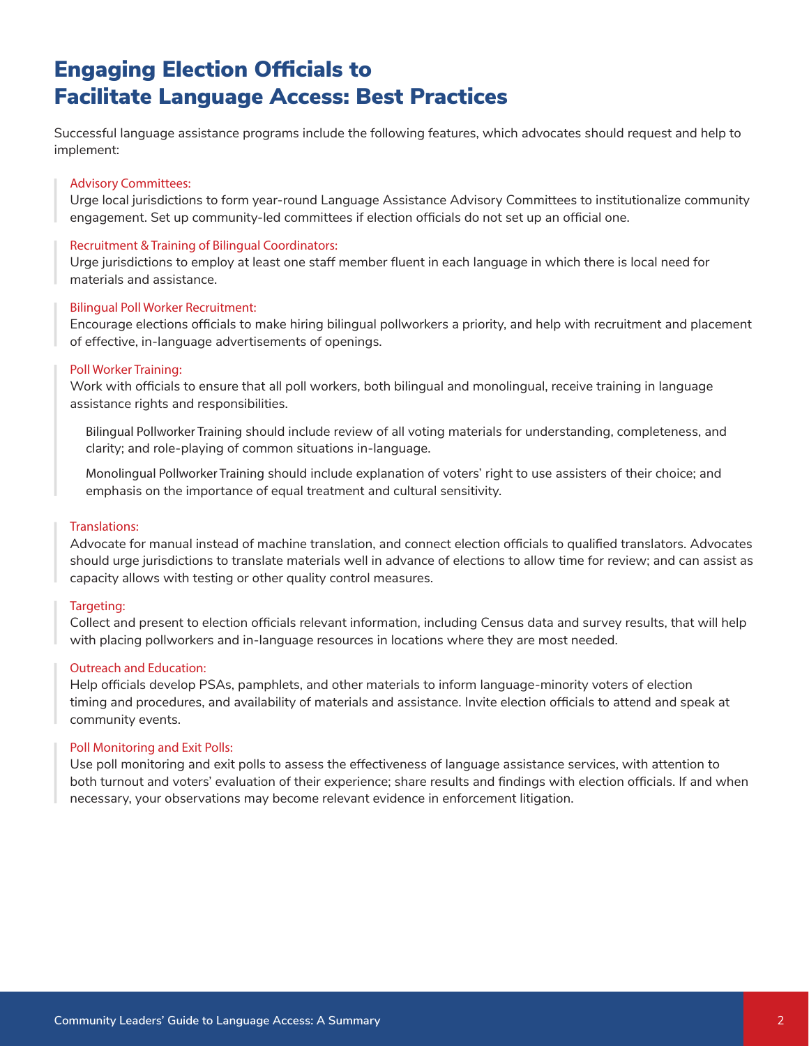# Engaging Election Officials to Facilitate Language Access: Best Practices

Successful language assistance programs include the following features, which advocates should request and help to implement:

**Advisory Committees:**
Urge local jurisdictions to form year-round Language Assistance Advisory Committees to institutionalize community engagement. Set up community-led committees if election officials do not set up an official one.

**Recruitment & Training of Bilingual Coordinators:**
Urge jurisdictions to employ at least one staff member fluent in each language in which there is local need for materials and assistance.

**Bilingual Poll Worker Recruitment:**
Encourage elections officials to make hiring bilingual pollworkers a priority, and help with recruitment and placement of effective, in-language advertisements of openings.

**Poll Worker Training:**
Work with officials to ensure that all poll workers, both bilingual and monolingual, receive training in language assistance rights and responsibilities.

Bilingual Pollworker Training should include review of all voting materials for understanding, completeness, and clarity; and role-playing of common situations in-language.

Monolingual Pollworker Training should include explanation of voters' right to use assisters of their choice; and emphasis on the importance of equal treatment and cultural sensitivity.

**Translations:**
Advocate for manual instead of machine translation, and connect election officials to qualified translators. Advocates should urge jurisdictions to translate materials well in advance of elections to allow time for review; and can assist as capacity allows with testing or other quality control measures.

**Targeting:**
Collect and present to election officials relevant information, including Census data and survey results, that will help with placing pollworkers and in-language resources in locations where they are most needed.

**Outreach and Education:**
Help officials develop PSAs, pamphlets, and other materials to inform language-minority voters of election timing and procedures, and availability of materials and assistance. Invite election officials to attend and speak at community events.

**Poll Monitoring and Exit Polls:**
Use poll monitoring and exit polls to assess the effectiveness of language assistance services, with attention to both turnout and voters' evaluation of their experience; share results and findings with election officials. If and when necessary, your observations may become relevant evidence in enforcement litigation.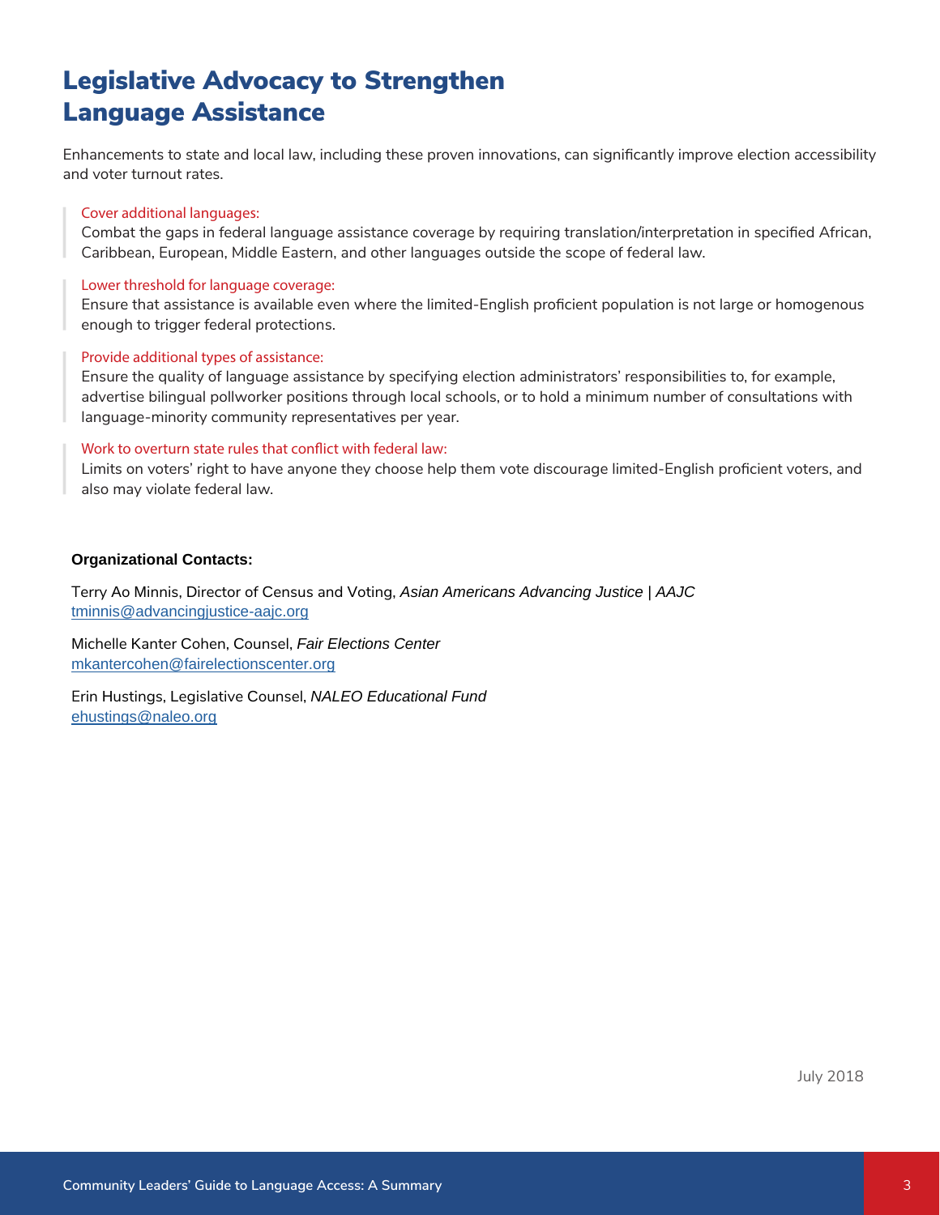# Legislative Advocacy to Strengthen Language Assistance

Enhancements to state and local law, including these proven innovations, can significantly improve election accessibility and voter turnout rates.

> Cover additional languages:
> Combat the gaps in federal language assistance coverage by requiring translation/interpretation in specified African, Caribbean, European, Middle Eastern, and other languages outside the scope of federal law.

> Lower threshold for language coverage:
> Ensure that assistance is available even where the limited-English proficient population is not large or homogenous enough to trigger federal protections.

> Provide additional types of assistance:
> Ensure the quality of language assistance by specifying election administrators' responsibilities to, for example, advertise bilingual pollworker positions through local schools, or to hold a minimum number of consultations with language-minority community representatives per year.

> Work to overturn state rules that conflict with federal law:
> Limits on voters' right to have anyone they choose help them vote discourage limited-English proficient voters, and also may violate federal law.

**Organizational Contacts:**

Terry Ao Minnis, Director of Census and Voting, *Asian Americans Advancing Justice | AAJC*
tminnis@advancingjustice-aajc.org

Michelle Kanter Cohen, Counsel, *Fair Elections Center*
mkantercohen@fairelectionscenter.org

Erin Hustings, Legislative Counsel, *NALEO Educational Fund*
ehustings@naleo.org

July 2018